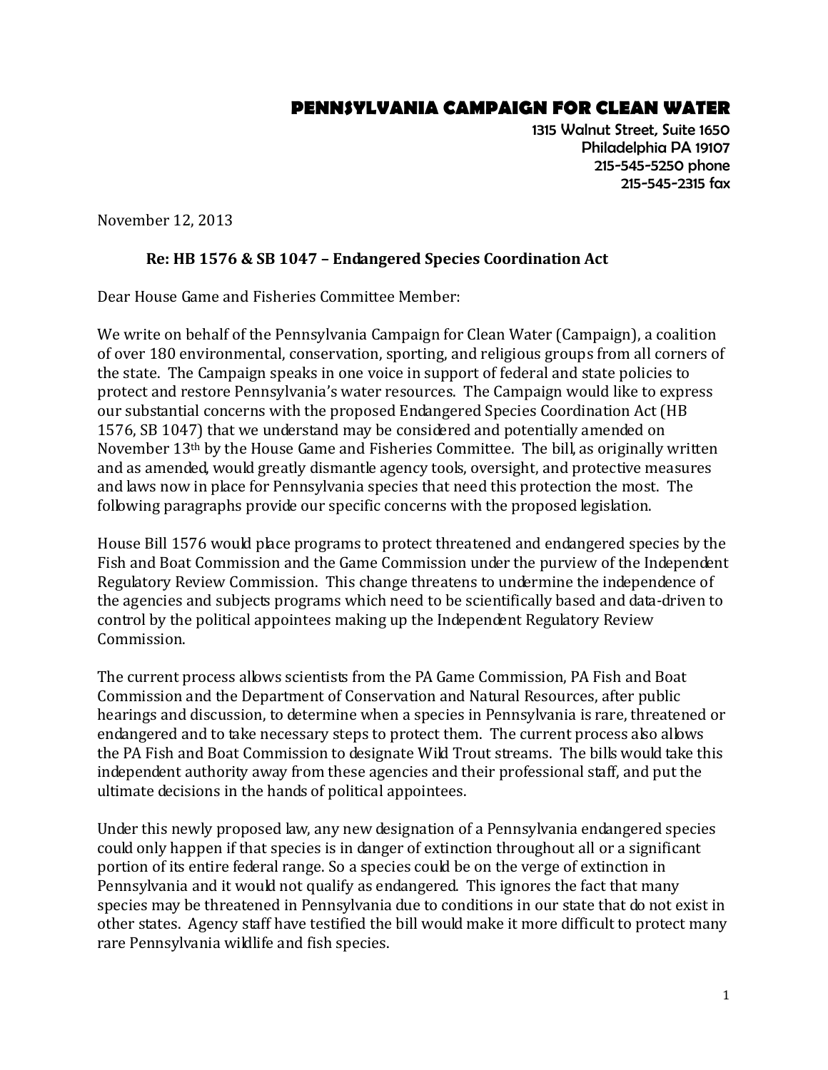# PENNSYLVANIA CAMPAIGN FOR CLEAN WATER

1315 Walnut Street, Suite 1650
Philadelphia PA 19107
215-545-5250 phone
215-545-2315 fax

November 12, 2013

**Re: HB 1576 & SB 1047 – Endangered Species Coordination Act**

Dear House Game and Fisheries Committee Member:

We write on behalf of the Pennsylvania Campaign for Clean Water (Campaign), a coalition of over 180 environmental, conservation, sporting, and religious groups from all corners of the state. The Campaign speaks in one voice in support of federal and state policies to protect and restore Pennsylvania's water resources. The Campaign would like to express our substantial concerns with the proposed Endangered Species Coordination Act (HB 1576, SB 1047) that we understand may be considered and potentially amended on November 13th by the House Game and Fisheries Committee. The bill, as originally written and as amended, would greatly dismantle agency tools, oversight, and protective measures and laws now in place for Pennsylvania species that need this protection the most. The following paragraphs provide our specific concerns with the proposed legislation.

House Bill 1576 would place programs to protect threatened and endangered species by the Fish and Boat Commission and the Game Commission under the purview of the Independent Regulatory Review Commission. This change threatens to undermine the independence of the agencies and subjects programs which need to be scientifically based and data-driven to control by the political appointees making up the Independent Regulatory Review Commission.

The current process allows scientists from the PA Game Commission, PA Fish and Boat Commission and the Department of Conservation and Natural Resources, after public hearings and discussion, to determine when a species in Pennsylvania is rare, threatened or endangered and to take necessary steps to protect them. The current process also allows the PA Fish and Boat Commission to designate Wild Trout streams. The bills would take this independent authority away from these agencies and their professional staff, and put the ultimate decisions in the hands of political appointees.

Under this newly proposed law, any new designation of a Pennsylvania endangered species could only happen if that species is in danger of extinction throughout all or a significant portion of its entire federal range. So a species could be on the verge of extinction in Pennsylvania and it would not qualify as endangered. This ignores the fact that many species may be threatened in Pennsylvania due to conditions in our state that do not exist in other states. Agency staff have testified the bill would make it more difficult to protect many rare Pennsylvania wildlife and fish species.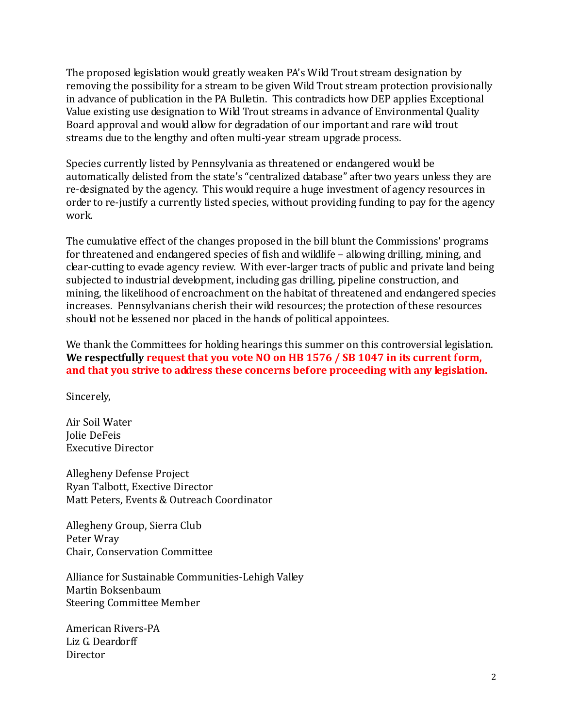The proposed legislation would greatly weaken PA's Wild Trout stream designation by removing the possibility for a stream to be given Wild Trout stream protection provisionally in advance of publication in the PA Bulletin. This contradicts how DEP applies Exceptional Value existing use designation to Wild Trout streams in advance of Environmental Quality Board approval and would allow for degradation of our important and rare wild trout streams due to the lengthy and often multi-year stream upgrade process.

Species currently listed by Pennsylvania as threatened or endangered would be automatically delisted from the state's "centralized database" after two years unless they are re-designated by the agency. This would require a huge investment of agency resources in order to re-justify a currently listed species, without providing funding to pay for the agency work.

The cumulative effect of the changes proposed in the bill blunt the Commissions' programs for threatened and endangered species of fish and wildlife – allowing drilling, mining, and clear-cutting to evade agency review. With ever-larger tracts of public and private land being subjected to industrial development, including gas drilling, pipeline construction, and mining, the likelihood of encroachment on the habitat of threatened and endangered species increases. Pennsylvanians cherish their wild resources; the protection of these resources should not be lessened nor placed in the hands of political appointees.

We thank the Committees for holding hearings this summer on this controversial legislation. **We respectfully request that you vote NO on HB 1576 / SB 1047 in its current form, and that you strive to address these concerns before proceeding with any legislation.**

Sincerely,

Air Soil Water
Jolie DeFeis
Executive Director

Allegheny Defense Project
Ryan Talbott, Exective Director
Matt Peters, Events & Outreach Coordinator

Allegheny Group, Sierra Club
Peter Wray
Chair, Conservation Committee

Alliance for Sustainable Communities-Lehigh Valley
Martin Boksenbaum
Steering Committee Member

American Rivers-PA
Liz G. Deardorff
Director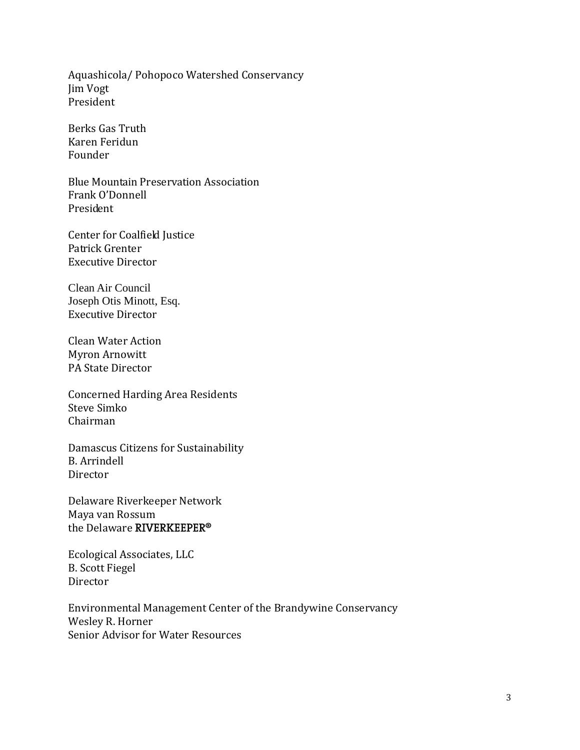Aquashicola/ Pohopoco Watershed Conservancy
Jim Vogt
President

Berks Gas Truth
Karen Feridun
Founder

Blue Mountain Preservation Association
Frank O'Donnell
President

Center for Coalfield Justice
Patrick Grenter
Executive Director

Clean Air Council
Joseph Otis Minott, Esq.
Executive Director

Clean Water Action
Myron Arnowitt
PA State Director

Concerned Harding Area Residents
Steve Simko
Chairman

Damascus Citizens for Sustainability
B. Arrindell
Director

Delaware Riverkeeper Network
Maya van Rossum
the Delaware **RIVERKEEPER®**

Ecological Associates, LLC
B. Scott Fiegel
Director

Environmental Management Center of the Brandywine Conservancy
Wesley R. Horner
Senior Advisor for Water Resources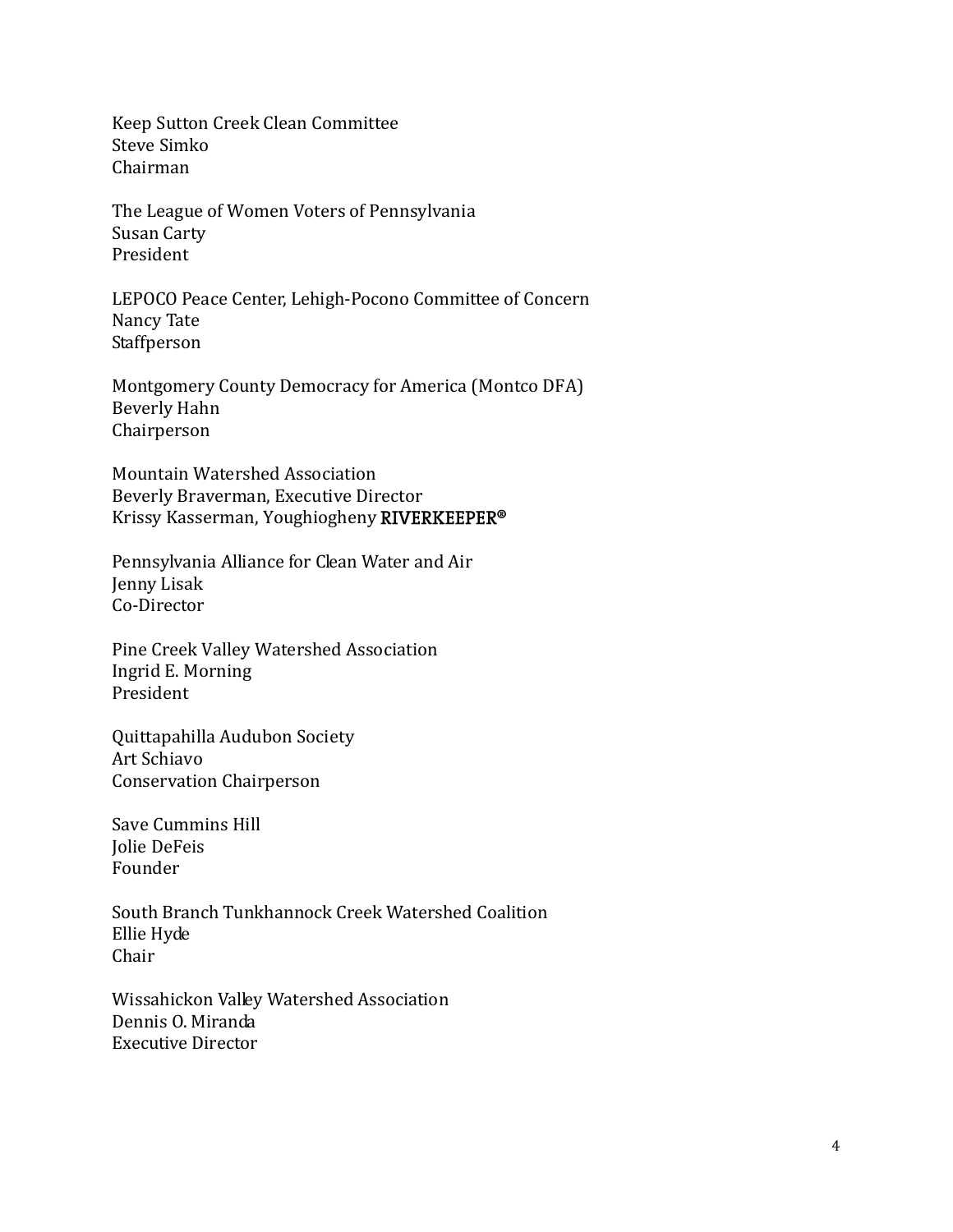Keep Sutton Creek Clean Committee
Steve Simko
Chairman

The League of Women Voters of Pennsylvania
Susan Carty
President

LEPOCO Peace Center, Lehigh-Pocono Committee of Concern
Nancy Tate
Staffperson

Montgomery County Democracy for America (Montco DFA)
Beverly Hahn
Chairperson

Mountain Watershed Association
Beverly Braverman, Executive Director
Krissy Kasserman, Youghiogheny RIVERKEEPER®

Pennsylvania Alliance for Clean Water and Air
Jenny Lisak
Co-Director

Pine Creek Valley Watershed Association
Ingrid E. Morning
President

Quittapahilla Audubon Society
Art Schiavo
Conservation Chairperson

Save Cummins Hill
Jolie DeFeis
Founder

South Branch Tunkhannock Creek Watershed Coalition
Ellie Hyde
Chair

Wissahickon Valley Watershed Association
Dennis O. Miranda
Executive Director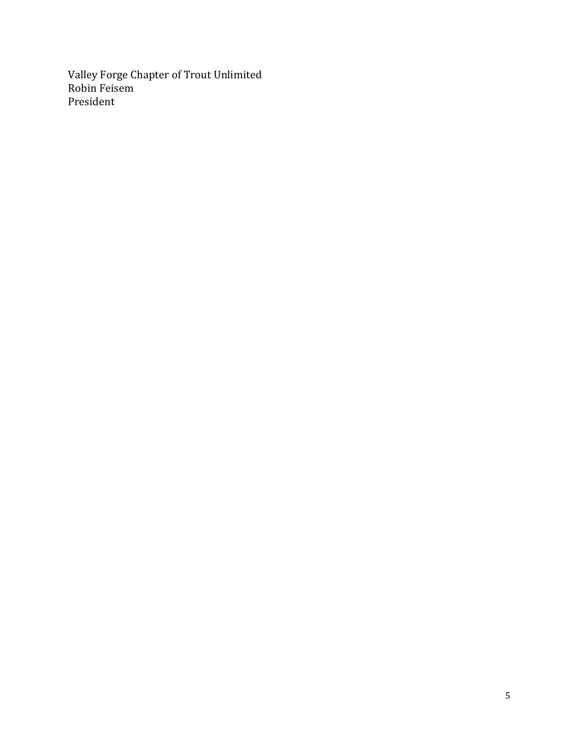Valley Forge Chapter of Trout Unlimited  
Robin Feisem  
President